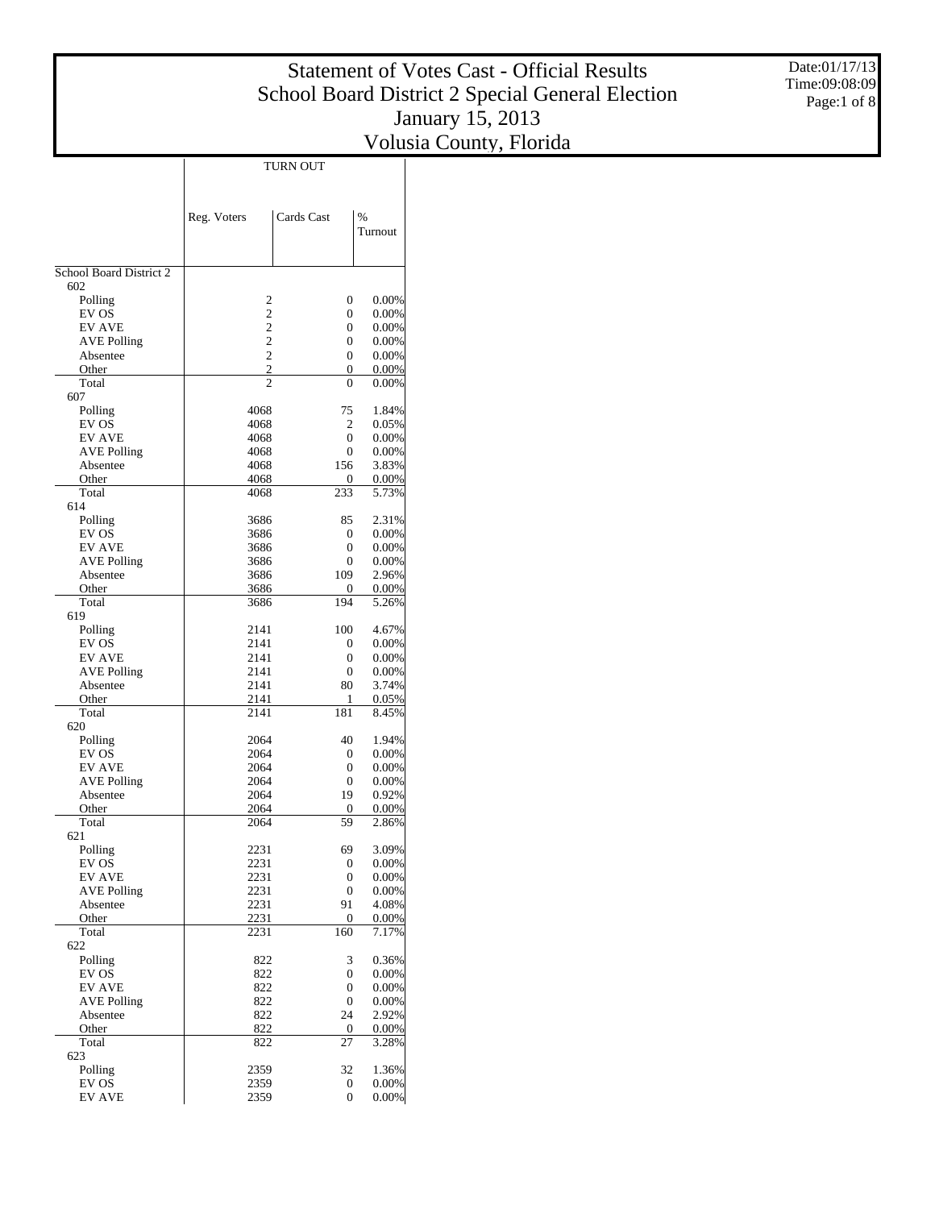# Statement of Votes Cast - Official Results
## School Board District 2 Special General Election
## January 15, 2013
## Volusia County, Florida

Date:01/17/13
Time:09:08:09

| | TURN OUT | | |
|---|---|---|---|
| | Reg. Voters | Cards Cast | % Turnout |
| **School Board District 2** | | | |
| 602 | | | |
| Polling | 2 | 0 | 0.00% |
| EV OS | 2 | 0 | 0.00% |
| EV AVE | 2 | 0 | 0.00% |
| AVE Polling | 2 | 0 | 0.00% |
| Absentee | 2 | 0 | 0.00% |
| Other | 2 | 0 | 0.00% |
| Total | 2 | 0 | 0.00% |
| 607 | | | |
| Polling | 4068 | 75 | 1.84% |
| EV OS | 4068 | 2 | 0.05% |
| EV AVE | 4068 | 0 | 0.00% |
| AVE Polling | 4068 | 0 | 0.00% |
| Absentee | 4068 | 156 | 3.83% |
| Other | 4068 | 0 | 0.00% |
| Total | 4068 | 233 | 5.73% |
| 614 | | | |
| Polling | 3686 | 85 | 2.31% |
| EV OS | 3686 | 0 | 0.00% |
| EV AVE | 3686 | 0 | 0.00% |
| AVE Polling | 3686 | 0 | 0.00% |
| Absentee | 3686 | 109 | 2.96% |
| Other | 3686 | 0 | 0.00% |
| Total | 3686 | 194 | 5.26% |
| 619 | | | |
| Polling | 2141 | 100 | 4.67% |
| EV OS | 2141 | 0 | 0.00% |
| EV AVE | 2141 | 0 | 0.00% |
| AVE Polling | 2141 | 0 | 0.00% |
| Absentee | 2141 | 80 | 3.74% |
| Other | 2141 | 1 | 0.05% |
| Total | 2141 | 181 | 8.45% |
| 620 | | | |
| Polling | 2064 | 40 | 1.94% |
| EV OS | 2064 | 0 | 0.00% |
| EV AVE | 2064 | 0 | 0.00% |
| AVE Polling | 2064 | 0 | 0.00% |
| Absentee | 2064 | 19 | 0.92% |
| Other | 2064 | 0 | 0.00% |
| Total | 2064 | 59 | 2.86% |
| 621 | | | |
| Polling | 2231 | 69 | 3.09% |
| EV OS | 2231 | 0 | 0.00% |
| EV AVE | 2231 | 0 | 0.00% |
| AVE Polling | 2231 | 0 | 0.00% |
| Absentee | 2231 | 91 | 4.08% |
| Other | 2231 | 0 | 0.00% |
| Total | 2231 | 160 | 7.17% |
| 622 | | | |
| Polling | 822 | 3 | 0.36% |
| EV OS | 822 | 0 | 0.00% |
| EV AVE | 822 | 0 | 0.00% |
| AVE Polling | 822 | 0 | 0.00% |
| Absentee | 822 | 24 | 2.92% |
| Other | 822 | 0 | 0.00% |
| Total | 822 | 27 | 3.28% |
| 623 | | | |
| Polling | 2359 | 32 | 1.36% |
| EV OS | 2359 | 0 | 0.00% |
| EV AVE | 2359 | 0 | 0.00% |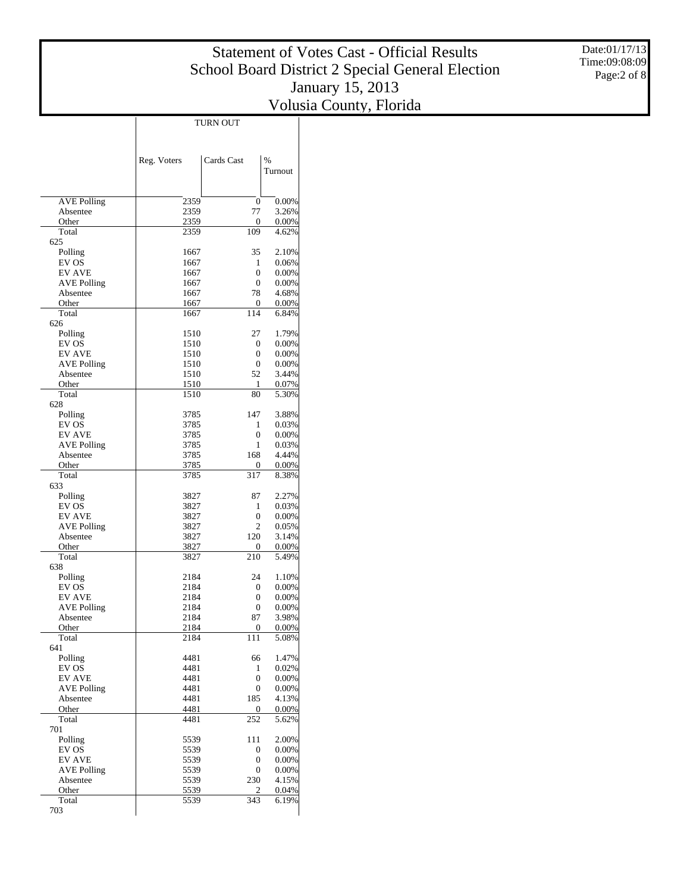# Statement of Votes Cast - Official Results
# School Board District 2 Special General Election
# January 15, 2013
# Volusia County, Florida

Date:01/17/13
Time:09:08:09

| | TURN OUT | | |
|---|---|---|---|
| | Reg. Voters | Cards Cast | % Turnout |
| AVE Polling | 2359 | 0 | 0.00% |
| Absentee | 2359 | 77 | 3.26% |
| Other | 2359 | 0 | 0.00% |
| Total | 2359 | 109 | 4.62% |
| 625 | | | |
| Polling | 1667 | 35 | 2.10% |
| EV OS | 1667 | 1 | 0.06% |
| EV AVE | 1667 | 0 | 0.00% |
| AVE Polling | 1667 | 0 | 0.00% |
| Absentee | 1667 | 78 | 4.68% |
| Other | 1667 | 0 | 0.00% |
| Total | 1667 | 114 | 6.84% |
| 626 | | | |
| Polling | 1510 | 27 | 1.79% |
| EV OS | 1510 | 0 | 0.00% |
| EV AVE | 1510 | 0 | 0.00% |
| AVE Polling | 1510 | 0 | 0.00% |
| Absentee | 1510 | 52 | 3.44% |
| Other | 1510 | 1 | 0.07% |
| Total | 1510 | 80 | 5.30% |
| 628 | | | |
| Polling | 3785 | 147 | 3.88% |
| EV OS | 3785 | 1 | 0.03% |
| EV AVE | 3785 | 0 | 0.00% |
| AVE Polling | 3785 | 1 | 0.03% |
| Absentee | 3785 | 168 | 4.44% |
| Other | 3785 | 0 | 0.00% |
| Total | 3785 | 317 | 8.38% |
| 633 | | | |
| Polling | 3827 | 87 | 2.27% |
| EV OS | 3827 | 1 | 0.03% |
| EV AVE | 3827 | 0 | 0.00% |
| AVE Polling | 3827 | 2 | 0.05% |
| Absentee | 3827 | 120 | 3.14% |
| Other | 3827 | 0 | 0.00% |
| Total | 3827 | 210 | 5.49% |
| 638 | | | |
| Polling | 2184 | 24 | 1.10% |
| EV OS | 2184 | 0 | 0.00% |
| EV AVE | 2184 | 0 | 0.00% |
| AVE Polling | 2184 | 0 | 0.00% |
| Absentee | 2184 | 87 | 3.98% |
| Other | 2184 | 0 | 0.00% |
| Total | 2184 | 111 | 5.08% |
| 641 | | | |
| Polling | 4481 | 66 | 1.47% |
| EV OS | 4481 | 1 | 0.02% |
| EV AVE | 4481 | 0 | 0.00% |
| AVE Polling | 4481 | 0 | 0.00% |
| Absentee | 4481 | 185 | 4.13% |
| Other | 4481 | 0 | 0.00% |
| Total | 4481 | 252 | 5.62% |
| 701 | | | |
| Polling | 5539 | 111 | 2.00% |
| EV OS | 5539 | 0 | 0.00% |
| EV AVE | 5539 | 0 | 0.00% |
| AVE Polling | 5539 | 0 | 0.00% |
| Absentee | 5539 | 230 | 4.15% |
| Other | 5539 | 2 | 0.04% |
| Total | 5539 | 343 | 6.19% |
| 703 | | | |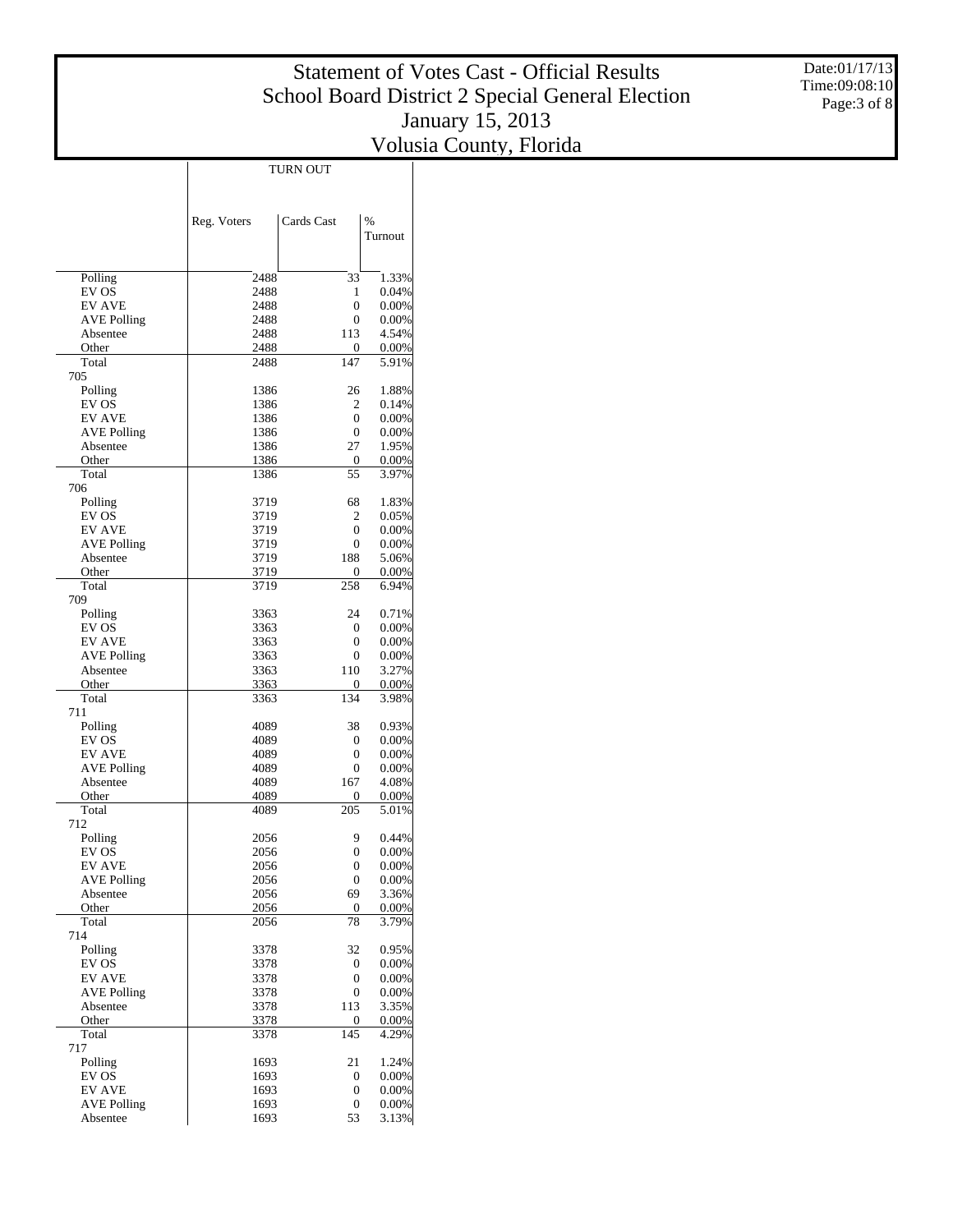# Statement of Votes Cast - Official Results
## School Board District 2 Special General Election
## January 15, 2013
## Volusia County, Florida

| | TURN OUT | | |
|---|---|---|---|
| | Reg. Voters | Cards Cast | % Turnout |
| Polling | 2488 | 33 | 1.33% |
| EV OS | 2488 | 1 | 0.04% |
| EV AVE | 2488 | 0 | 0.00% |
| AVE Polling | 2488 | 0 | 0.00% |
| Absentee | 2488 | 113 | 4.54% |
| Other | 2488 | 0 | 0.00% |
| Total | 2488 | 147 | 5.91% |
| 705 | | | |
| Polling | 1386 | 26 | 1.88% |
| EV OS | 1386 | 2 | 0.14% |
| EV AVE | 1386 | 0 | 0.00% |
| AVE Polling | 1386 | 0 | 0.00% |
| Absentee | 1386 | 27 | 1.95% |
| Other | 1386 | 0 | 0.00% |
| Total | 1386 | 55 | 3.97% |
| 706 | | | |
| Polling | 3719 | 68 | 1.83% |
| EV OS | 3719 | 2 | 0.05% |
| EV AVE | 3719 | 0 | 0.00% |
| AVE Polling | 3719 | 0 | 0.00% |
| Absentee | 3719 | 188 | 5.06% |
| Other | 3719 | 0 | 0.00% |
| Total | 3719 | 258 | 6.94% |
| 709 | | | |
| Polling | 3363 | 24 | 0.71% |
| EV OS | 3363 | 0 | 0.00% |
| EV AVE | 3363 | 0 | 0.00% |
| AVE Polling | 3363 | 0 | 0.00% |
| Absentee | 3363 | 110 | 3.27% |
| Other | 3363 | 0 | 0.00% |
| Total | 3363 | 134 | 3.98% |
| 711 | | | |
| Polling | 4089 | 38 | 0.93% |
| EV OS | 4089 | 0 | 0.00% |
| EV AVE | 4089 | 0 | 0.00% |
| AVE Polling | 4089 | 0 | 0.00% |
| Absentee | 4089 | 167 | 4.08% |
| Other | 4089 | 0 | 0.00% |
| Total | 4089 | 205 | 5.01% |
| 712 | | | |
| Polling | 2056 | 9 | 0.44% |
| EV OS | 2056 | 0 | 0.00% |
| EV AVE | 2056 | 0 | 0.00% |
| AVE Polling | 2056 | 0 | 0.00% |
| Absentee | 2056 | 69 | 3.36% |
| Other | 2056 | 0 | 0.00% |
| Total | 2056 | 78 | 3.79% |
| 714 | | | |
| Polling | 3378 | 32 | 0.95% |
| EV OS | 3378 | 0 | 0.00% |
| EV AVE | 3378 | 0 | 0.00% |
| AVE Polling | 3378 | 0 | 0.00% |
| Absentee | 3378 | 113 | 3.35% |
| Other | 3378 | 0 | 0.00% |
| Total | 3378 | 145 | 4.29% |
| 717 | | | |
| Polling | 1693 | 21 | 1.24% |
| EV OS | 1693 | 0 | 0.00% |
| EV AVE | 1693 | 0 | 0.00% |
| AVE Polling | 1693 | 0 | 0.00% |
| Absentee | 1693 | 53 | 3.13% |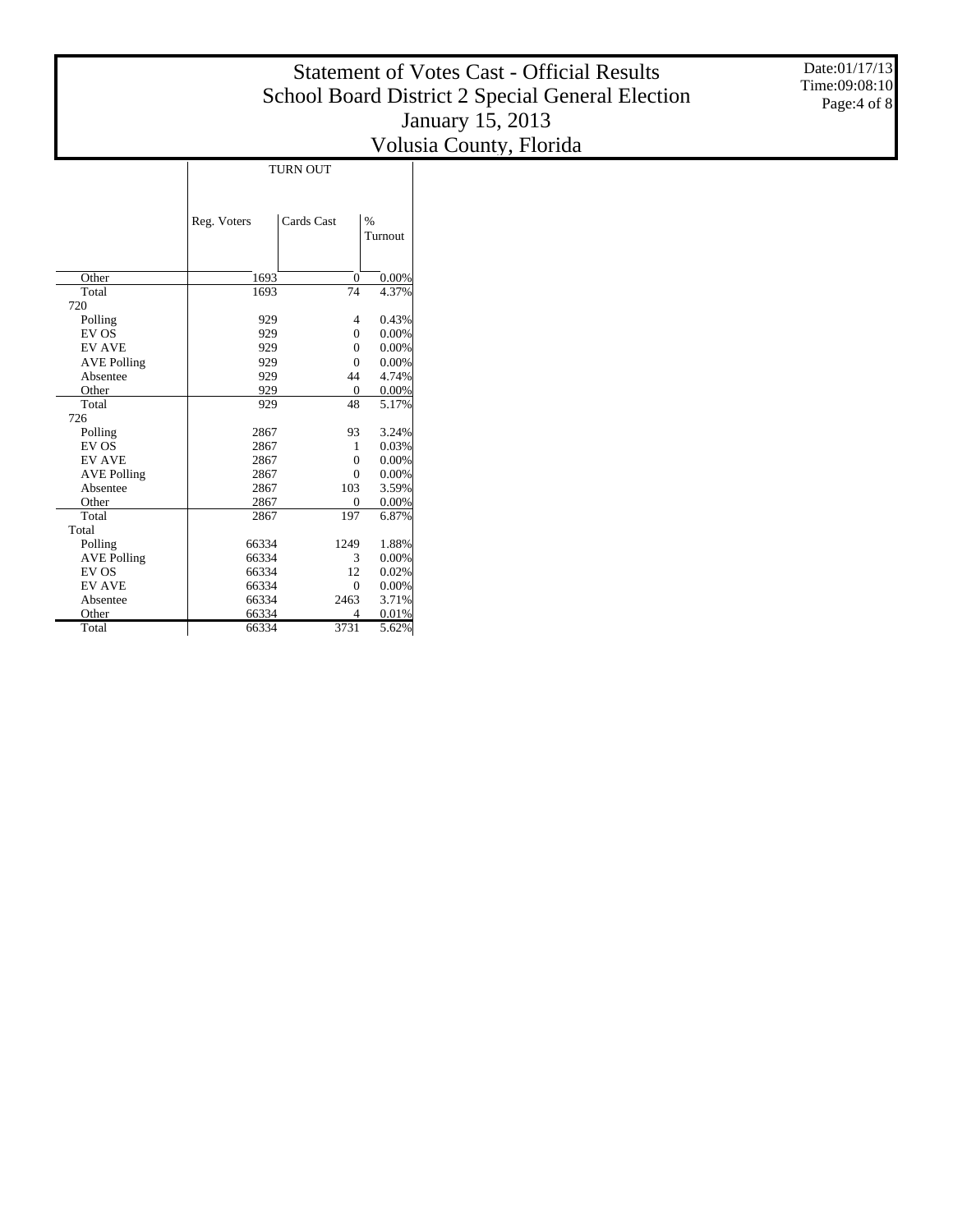# Statement of Votes Cast - Official Results
## School Board District 2 Special General Election
## January 15, 2013
## Volusia County, Florida

Date:01/17/13
Time:09:08:10

| | TURN OUT | | |
|---|---|---|---|
| | Reg. Voters | Cards Cast | % Turnout |
| Other | 1693 | 0 | 0.00% |
| Total | 1693 | 74 | 4.37% |
| 720 | | | |
| Polling | 929 | 4 | 0.43% |
| EV OS | 929 | 0 | 0.00% |
| EV AVE | 929 | 0 | 0.00% |
| AVE Polling | 929 | 0 | 0.00% |
| Absentee | 929 | 44 | 4.74% |
| Other | 929 | 0 | 0.00% |
| Total | 929 | 48 | 5.17% |
| 726 | | | |
| Polling | 2867 | 93 | 3.24% |
| EV OS | 2867 | 1 | 0.03% |
| EV AVE | 2867 | 0 | 0.00% |
| AVE Polling | 2867 | 0 | 0.00% |
| Absentee | 2867 | 103 | 3.59% |
| Other | 2867 | 0 | 0.00% |
| Total | 2867 | 197 | 6.87% |
| Total | | | |
| Polling | 66334 | 1249 | 1.88% |
| AVE Polling | 66334 | 3 | 0.00% |
| EV OS | 66334 | 12 | 0.02% |
| EV AVE | 66334 | 0 | 0.00% |
| Absentee | 66334 | 2463 | 3.71% |
| Other | 66334 | 4 | 0.01% |
| Total | 66334 | 3731 | 5.62% |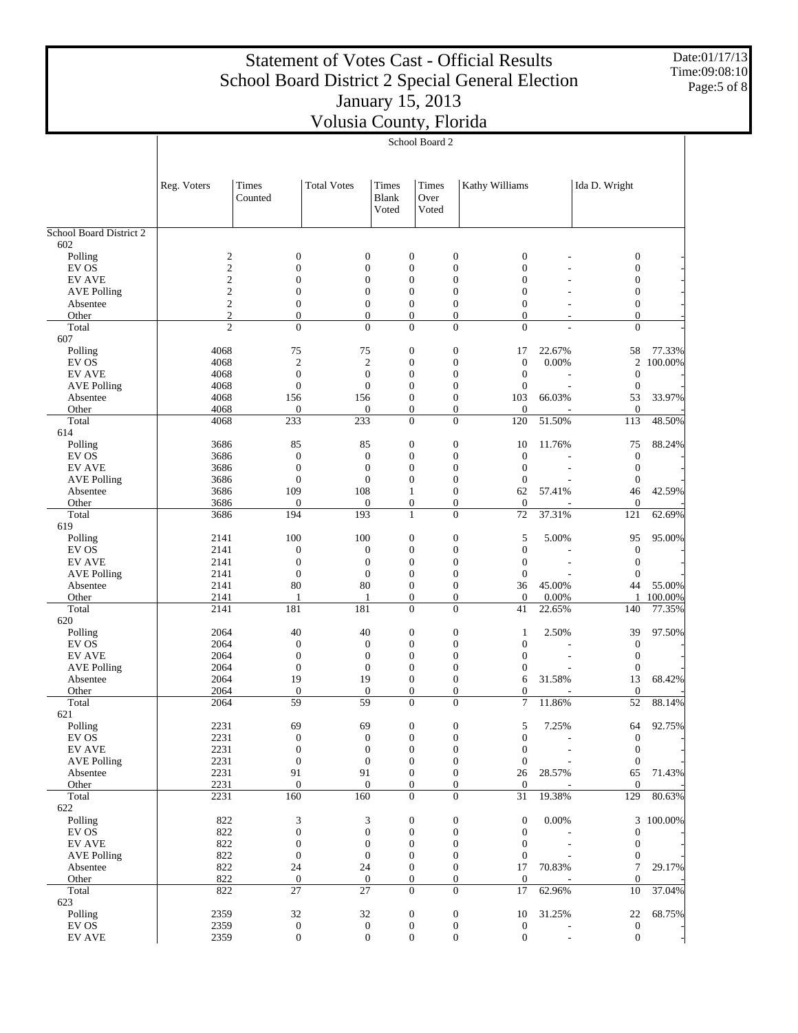# Statement of Votes Cast - Official Results
## School Board District 2 Special General Election
## January 15, 2013
## Volusia County, Florida

School Board 2

| | Reg. Voters | Times Counted | Total Votes | Times Blank Voted | Times Over Voted | Kathy Williams | | Ida D. Wright | |
|---|---|---|---|---|---|---|---|---|---|
| School Board District 2 | | | | | | | | | |
| 602 | | | | | | | | | |
| Polling | 2 | 0 | 0 | 0 | 0 | 0 | - | 0 | - |
| EV OS | 2 | 0 | 0 | 0 | 0 | 0 | - | 0 | - |
| EV AVE | 2 | 0 | 0 | 0 | 0 | 0 | - | 0 | - |
| AVE Polling | 2 | 0 | 0 | 0 | 0 | 0 | - | 0 | - |
| Absentee | 2 | 0 | 0 | 0 | 0 | 0 | - | 0 | - |
| Other | 2 | 0 | 0 | 0 | 0 | 0 | - | 0 | - |
| Total | 2 | 0 | 0 | 0 | 0 | 0 | - | 0 | - |
| 607 | | | | | | | | | |
| Polling | 4068 | 75 | 75 | 0 | 0 | 17 | 22.67% | 58 | 77.33% |
| EV OS | 4068 | 2 | 2 | 0 | 0 | 0 | 0.00% | 2 | 100.00% |
| EV AVE | 4068 | 0 | 0 | 0 | 0 | 0 | - | 0 | - |
| AVE Polling | 4068 | 0 | 0 | 0 | 0 | 0 | - | 0 | - |
| Absentee | 4068 | 156 | 156 | 0 | 0 | 103 | 66.03% | 53 | 33.97% |
| Other | 4068 | 0 | 0 | 0 | 0 | 0 | - | 0 | - |
| Total | 4068 | 233 | 233 | 0 | 0 | 120 | 51.50% | 113 | 48.50% |
| 614 | | | | | | | | | |
| Polling | 3686 | 85 | 85 | 0 | 0 | 10 | 11.76% | 75 | 88.24% |
| EV OS | 3686 | 0 | 0 | 0 | 0 | 0 | - | 0 | - |
| EV AVE | 3686 | 0 | 0 | 0 | 0 | 0 | - | 0 | - |
| AVE Polling | 3686 | 0 | 0 | 0 | 0 | 0 | - | 0 | - |
| Absentee | 3686 | 109 | 108 | 1 | 0 | 62 | 57.41% | 46 | 42.59% |
| Other | 3686 | 0 | 0 | 0 | 0 | 0 | - | 0 | - |
| Total | 3686 | 194 | 193 | 1 | 0 | 72 | 37.31% | 121 | 62.69% |
| 619 | | | | | | | | | |
| Polling | 2141 | 100 | 100 | 0 | 0 | 5 | 5.00% | 95 | 95.00% |
| EV OS | 2141 | 0 | 0 | 0 | 0 | 0 | - | 0 | - |
| EV AVE | 2141 | 0 | 0 | 0 | 0 | 0 | - | 0 | - |
| AVE Polling | 2141 | 0 | 0 | 0 | 0 | 0 | - | 0 | - |
| Absentee | 2141 | 80 | 80 | 0 | 0 | 36 | 45.00% | 44 | 55.00% |
| Other | 2141 | 1 | 1 | 0 | 0 | 0 | 0.00% | 1 | 100.00% |
| Total | 2141 | 181 | 181 | 0 | 0 | 41 | 22.65% | 140 | 77.35% |
| 620 | | | | | | | | | |
| Polling | 2064 | 40 | 40 | 0 | 0 | 1 | 2.50% | 39 | 97.50% |
| EV OS | 2064 | 0 | 0 | 0 | 0 | 0 | - | 0 | - |
| EV AVE | 2064 | 0 | 0 | 0 | 0 | 0 | - | 0 | - |
| AVE Polling | 2064 | 0 | 0 | 0 | 0 | 0 | - | 0 | - |
| Absentee | 2064 | 19 | 19 | 0 | 0 | 6 | 31.58% | 13 | 68.42% |
| Other | 2064 | 0 | 0 | 0 | 0 | 0 | - | 0 | - |
| Total | 2064 | 59 | 59 | 0 | 0 | 7 | 11.86% | 52 | 88.14% |
| 621 | | | | | | | | | |
| Polling | 2231 | 69 | 69 | 0 | 0 | 5 | 7.25% | 64 | 92.75% |
| EV OS | 2231 | 0 | 0 | 0 | 0 | 0 | - | 0 | - |
| EV AVE | 2231 | 0 | 0 | 0 | 0 | 0 | - | 0 | - |
| AVE Polling | 2231 | 0 | 0 | 0 | 0 | 0 | - | 0 | - |
| Absentee | 2231 | 91 | 91 | 0 | 0 | 26 | 28.57% | 65 | 71.43% |
| Other | 2231 | 0 | 0 | 0 | 0 | 0 | - | 0 | - |
| Total | 2231 | 160 | 160 | 0 | 0 | 31 | 19.38% | 129 | 80.63% |
| 622 | | | | | | | | | |
| Polling | 822 | 3 | 3 | 0 | 0 | 0 | 0.00% | 3 | 100.00% |
| EV OS | 822 | 0 | 0 | 0 | 0 | 0 | - | 0 | - |
| EV AVE | 822 | 0 | 0 | 0 | 0 | 0 | - | 0 | - |
| AVE Polling | 822 | 0 | 0 | 0 | 0 | 0 | - | 0 | - |
| Absentee | 822 | 24 | 24 | 0 | 0 | 17 | 70.83% | 7 | 29.17% |
| Other | 822 | 0 | 0 | 0 | 0 | 0 | - | 0 | - |
| Total | 822 | 27 | 27 | 0 | 0 | 17 | 62.96% | 10 | 37.04% |
| 623 | | | | | | | | | |
| Polling | 2359 | 32 | 32 | 0 | 0 | 10 | 31.25% | 22 | 68.75% |
| EV OS | 2359 | 0 | 0 | 0 | 0 | 0 | - | 0 | - |
| EV AVE | 2359 | 0 | 0 | 0 | 0 | 0 | - | 0 | - |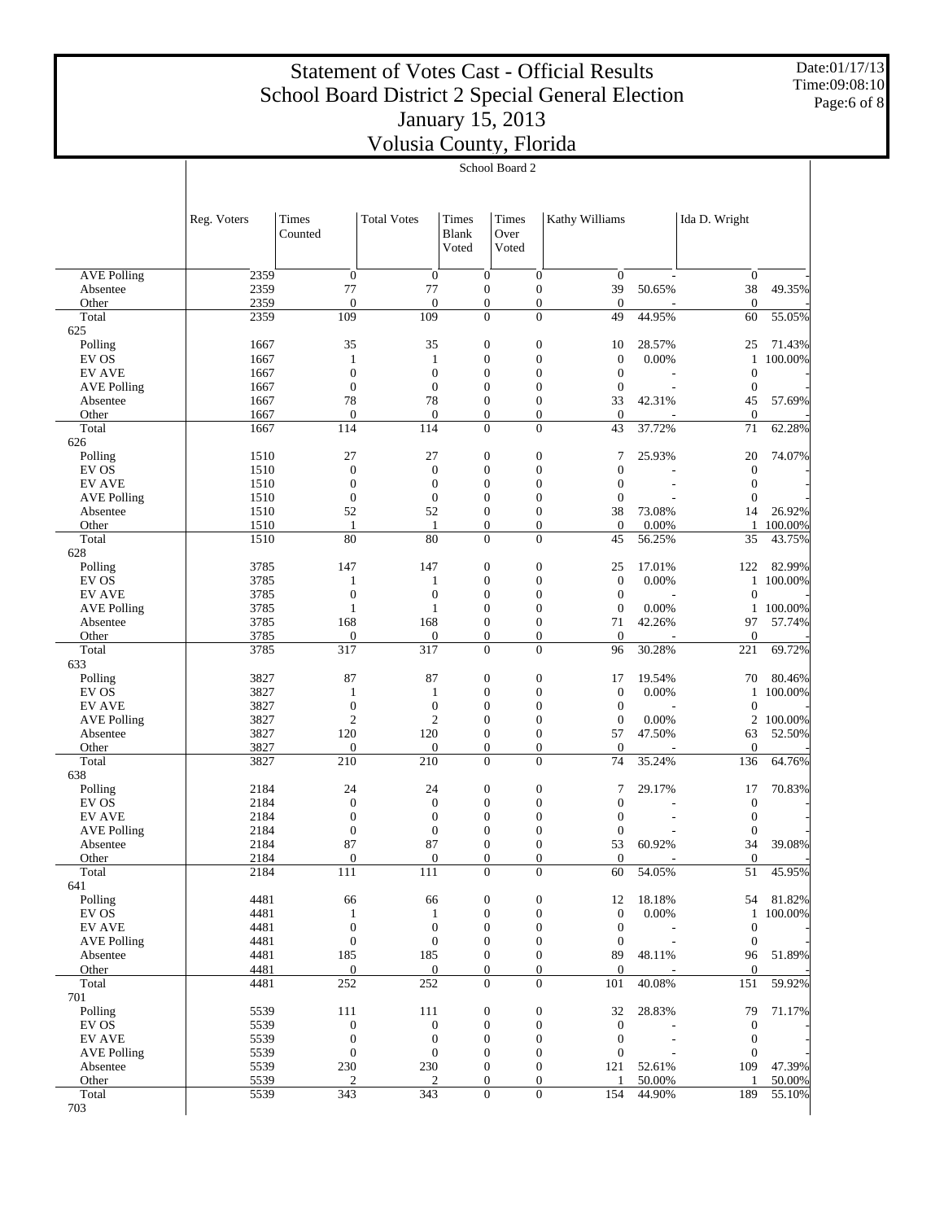# Statement of Votes Cast - Official Results
# School Board District 2 Special General Election
# January 15, 2013
# Volusia County, Florida

Date:01/17/13
Time:09:08:10

School Board 2

| | Reg. Voters | Times Counted | Total Votes | Times Blank Voted | Times Over Voted | Kathy Williams | | Ida D. Wright | |
|---|---|---|---|---|---|---|---|---|---|
| AVE Polling | 2359 | 0 | 0 | 0 | 0 | 0 | - | 0 | - |
| Absentee | 2359 | 77 | 77 | 0 | 0 | 39 | 50.65% | 38 | 49.35% |
| Other | 2359 | 0 | 0 | 0 | 0 | 0 | - | 0 | - |
| Total | 2359 | 109 | 109 | 0 | 0 | 49 | 44.95% | 60 | 55.05% |
| 625 | | | | | | | | | |
| Polling | 1667 | 35 | 35 | 0 | 0 | 10 | 28.57% | 25 | 71.43% |
| EV OS | 1667 | 1 | 1 | 0 | 0 | 0 | 0.00% | 1 | 100.00% |
| EV AVE | 1667 | 0 | 0 | 0 | 0 | 0 | - | 0 | - |
| AVE Polling | 1667 | 0 | 0 | 0 | 0 | 0 | - | 0 | - |
| Absentee | 1667 | 78 | 78 | 0 | 0 | 33 | 42.31% | 45 | 57.69% |
| Other | 1667 | 0 | 0 | 0 | 0 | 0 | - | 0 | - |
| Total | 1667 | 114 | 114 | 0 | 0 | 43 | 37.72% | 71 | 62.28% |
| 626 | | | | | | | | | |
| Polling | 1510 | 27 | 27 | 0 | 0 | 7 | 25.93% | 20 | 74.07% |
| EV OS | 1510 | 0 | 0 | 0 | 0 | 0 | - | 0 | - |
| EV AVE | 1510 | 0 | 0 | 0 | 0 | 0 | - | 0 | - |
| AVE Polling | 1510 | 0 | 0 | 0 | 0 | 0 | - | 0 | - |
| Absentee | 1510 | 52 | 52 | 0 | 0 | 38 | 73.08% | 14 | 26.92% |
| Other | 1510 | 1 | 1 | 0 | 0 | 0 | 0.00% | 1 | 100.00% |
| Total | 1510 | 80 | 80 | 0 | 0 | 45 | 56.25% | 35 | 43.75% |
| 628 | | | | | | | | | |
| Polling | 3785 | 147 | 147 | 0 | 0 | 25 | 17.01% | 122 | 82.99% |
| EV OS | 3785 | 1 | 1 | 0 | 0 | 0 | 0.00% | 1 | 100.00% |
| EV AVE | 3785 | 0 | 0 | 0 | 0 | 0 | - | 0 | - |
| AVE Polling | 3785 | 1 | 1 | 0 | 0 | 0 | 0.00% | 1 | 100.00% |
| Absentee | 3785 | 168 | 168 | 0 | 0 | 71 | 42.26% | 97 | 57.74% |
| Other | 3785 | 0 | 0 | 0 | 0 | 0 | - | 0 | - |
| Total | 3785 | 317 | 317 | 0 | 0 | 96 | 30.28% | 221 | 69.72% |
| 633 | | | | | | | | | |
| Polling | 3827 | 87 | 87 | 0 | 0 | 17 | 19.54% | 70 | 80.46% |
| EV OS | 3827 | 1 | 1 | 0 | 0 | 0 | 0.00% | 1 | 100.00% |
| EV AVE | 3827 | 0 | 0 | 0 | 0 | 0 | - | 0 | - |
| AVE Polling | 3827 | 2 | 2 | 0 | 0 | 0 | 0.00% | 2 | 100.00% |
| Absentee | 3827 | 120 | 120 | 0 | 0 | 57 | 47.50% | 63 | 52.50% |
| Other | 3827 | 0 | 0 | 0 | 0 | 0 | - | 0 | - |
| Total | 3827 | 210 | 210 | 0 | 0 | 74 | 35.24% | 136 | 64.76% |
| 638 | | | | | | | | | |
| Polling | 2184 | 24 | 24 | 0 | 0 | 7 | 29.17% | 17 | 70.83% |
| EV OS | 2184 | 0 | 0 | 0 | 0 | 0 | - | 0 | - |
| EV AVE | 2184 | 0 | 0 | 0 | 0 | 0 | - | 0 | - |
| AVE Polling | 2184 | 0 | 0 | 0 | 0 | 0 | - | 0 | - |
| Absentee | 2184 | 87 | 87 | 0 | 0 | 53 | 60.92% | 34 | 39.08% |
| Other | 2184 | 0 | 0 | 0 | 0 | 0 | - | 0 | - |
| Total | 2184 | 111 | 111 | 0 | 0 | 60 | 54.05% | 51 | 45.95% |
| 641 | | | | | | | | | |
| Polling | 4481 | 66 | 66 | 0 | 0 | 12 | 18.18% | 54 | 81.82% |
| EV OS | 4481 | 1 | 1 | 0 | 0 | 0 | 0.00% | 1 | 100.00% |
| EV AVE | 4481 | 0 | 0 | 0 | 0 | 0 | - | 0 | - |
| AVE Polling | 4481 | 0 | 0 | 0 | 0 | 0 | - | 0 | - |
| Absentee | 4481 | 185 | 185 | 0 | 0 | 89 | 48.11% | 96 | 51.89% |
| Other | 4481 | 0 | 0 | 0 | 0 | 0 | - | 0 | - |
| Total | 4481 | 252 | 252 | 0 | 0 | 101 | 40.08% | 151 | 59.92% |
| 701 | | | | | | | | | |
| Polling | 5539 | 111 | 111 | 0 | 0 | 32 | 28.83% | 79 | 71.17% |
| EV OS | 5539 | 0 | 0 | 0 | 0 | 0 | - | 0 | - |
| EV AVE | 5539 | 0 | 0 | 0 | 0 | 0 | - | 0 | - |
| AVE Polling | 5539 | 0 | 0 | 0 | 0 | 0 | - | 0 | - |
| Absentee | 5539 | 230 | 230 | 0 | 0 | 121 | 52.61% | 109 | 47.39% |
| Other | 5539 | 2 | 2 | 0 | 0 | 1 | 50.00% | 1 | 50.00% |
| Total | 5539 | 343 | 343 | 0 | 0 | 154 | 44.90% | 189 | 55.10% |
| 703 | | | | | | | | | |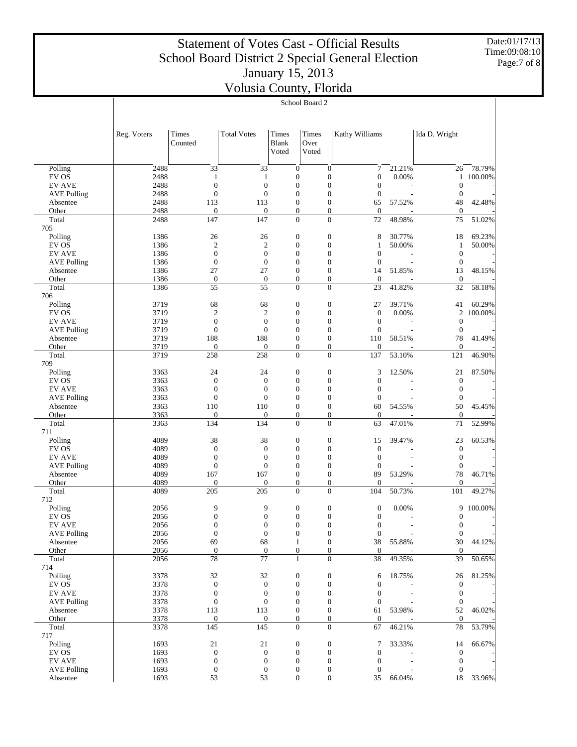# Statement of Votes Cast - Official Results
## School Board District 2 Special General Election
## January 15, 2013
## Volusia County, Florida

Date:01/17/13
Time:09:08:10

School Board 2

| | Reg. Voters | Times Counted | Total Votes | Times Blank Voted | Times Over Voted | Kathy Williams | | Ida D. Wright | |
|---|---|---|---|---|---|---|---|---|---|
| Polling | 2488 | 33 | 33 | 0 | 0 | 7 | 21.21% | 26 | 78.79% |
| EV OS | 2488 | 1 | 1 | 0 | 0 | 0 | 0.00% | 1 | 100.00% |
| EV AVE | 2488 | 0 | 0 | 0 | 0 | 0 | - | 0 | - |
| AVE Polling | 2488 | 0 | 0 | 0 | 0 | 0 | - | 0 | - |
| Absentee | 2488 | 113 | 113 | 0 | 0 | 65 | 57.52% | 48 | 42.48% |
| Other | 2488 | 0 | 0 | 0 | 0 | 0 | - | 0 | - |
| Total | 2488 | 147 | 147 | 0 | 0 | 72 | 48.98% | 75 | 51.02% |
| 705 | | | | | | | | | |
| Polling | 1386 | 26 | 26 | 0 | 0 | 8 | 30.77% | 18 | 69.23% |
| EV OS | 1386 | 2 | 2 | 0 | 0 | 1 | 50.00% | 1 | 50.00% |
| EV AVE | 1386 | 0 | 0 | 0 | 0 | 0 | - | 0 | - |
| AVE Polling | 1386 | 0 | 0 | 0 | 0 | 0 | - | 0 | - |
| Absentee | 1386 | 27 | 27 | 0 | 0 | 14 | 51.85% | 13 | 48.15% |
| Other | 1386 | 0 | 0 | 0 | 0 | 0 | - | 0 | - |
| Total | 1386 | 55 | 55 | 0 | 0 | 23 | 41.82% | 32 | 58.18% |
| 706 | | | | | | | | | |
| Polling | 3719 | 68 | 68 | 0 | 0 | 27 | 39.71% | 41 | 60.29% |
| EV OS | 3719 | 2 | 2 | 0 | 0 | 0 | 0.00% | 2 | 100.00% |
| EV AVE | 3719 | 0 | 0 | 0 | 0 | 0 | - | 0 | - |
| AVE Polling | 3719 | 0 | 0 | 0 | 0 | 0 | - | 0 | - |
| Absentee | 3719 | 188 | 188 | 0 | 0 | 110 | 58.51% | 78 | 41.49% |
| Other | 3719 | 0 | 0 | 0 | 0 | 0 | - | 0 | - |
| Total | 3719 | 258 | 258 | 0 | 0 | 137 | 53.10% | 121 | 46.90% |
| 709 | | | | | | | | | |
| Polling | 3363 | 24 | 24 | 0 | 0 | 3 | 12.50% | 21 | 87.50% |
| EV OS | 3363 | 0 | 0 | 0 | 0 | 0 | - | 0 | - |
| EV AVE | 3363 | 0 | 0 | 0 | 0 | 0 | - | 0 | - |
| AVE Polling | 3363 | 0 | 0 | 0 | 0 | 0 | - | 0 | - |
| Absentee | 3363 | 110 | 110 | 0 | 0 | 60 | 54.55% | 50 | 45.45% |
| Other | 3363 | 0 | 0 | 0 | 0 | 0 | - | 0 | - |
| Total | 3363 | 134 | 134 | 0 | 0 | 63 | 47.01% | 71 | 52.99% |
| 711 | | | | | | | | | |
| Polling | 4089 | 38 | 38 | 0 | 0 | 15 | 39.47% | 23 | 60.53% |
| EV OS | 4089 | 0 | 0 | 0 | 0 | 0 | - | 0 | - |
| EV AVE | 4089 | 0 | 0 | 0 | 0 | 0 | - | 0 | - |
| AVE Polling | 4089 | 0 | 0 | 0 | 0 | 0 | - | 0 | - |
| Absentee | 4089 | 167 | 167 | 0 | 0 | 89 | 53.29% | 78 | 46.71% |
| Other | 4089 | 0 | 0 | 0 | 0 | 0 | - | 0 | - |
| Total | 4089 | 205 | 205 | 0 | 0 | 104 | 50.73% | 101 | 49.27% |
| 712 | | | | | | | | | |
| Polling | 2056 | 9 | 9 | 0 | 0 | 0 | 0.00% | 9 | 100.00% |
| EV OS | 2056 | 0 | 0 | 0 | 0 | 0 | - | 0 | - |
| EV AVE | 2056 | 0 | 0 | 0 | 0 | 0 | - | 0 | - |
| AVE Polling | 2056 | 0 | 0 | 0 | 0 | 0 | - | 0 | - |
| Absentee | 2056 | 69 | 68 | 1 | 0 | 38 | 55.88% | 30 | 44.12% |
| Other | 2056 | 0 | 0 | 0 | 0 | 0 | - | 0 | - |
| Total | 2056 | 78 | 77 | 1 | 0 | 38 | 49.35% | 39 | 50.65% |
| 714 | | | | | | | | | |
| Polling | 3378 | 32 | 32 | 0 | 0 | 6 | 18.75% | 26 | 81.25% |
| EV OS | 3378 | 0 | 0 | 0 | 0 | 0 | - | 0 | - |
| EV AVE | 3378 | 0 | 0 | 0 | 0 | 0 | - | 0 | - |
| AVE Polling | 3378 | 0 | 0 | 0 | 0 | 0 | - | 0 | - |
| Absentee | 3378 | 113 | 113 | 0 | 0 | 61 | 53.98% | 52 | 46.02% |
| Other | 3378 | 0 | 0 | 0 | 0 | 0 | - | 0 | - |
| Total | 3378 | 145 | 145 | 0 | 0 | 67 | 46.21% | 78 | 53.79% |
| 717 | | | | | | | | | |
| Polling | 1693 | 21 | 21 | 0 | 0 | 7 | 33.33% | 14 | 66.67% |
| EV OS | 1693 | 0 | 0 | 0 | 0 | 0 | - | 0 | - |
| EV AVE | 1693 | 0 | 0 | 0 | 0 | 0 | - | 0 | - |
| AVE Polling | 1693 | 0 | 0 | 0 | 0 | 0 | - | 0 | - |
| Absentee | 1693 | 53 | 53 | 0 | 0 | 35 | 66.04% | 18 | 33.96% |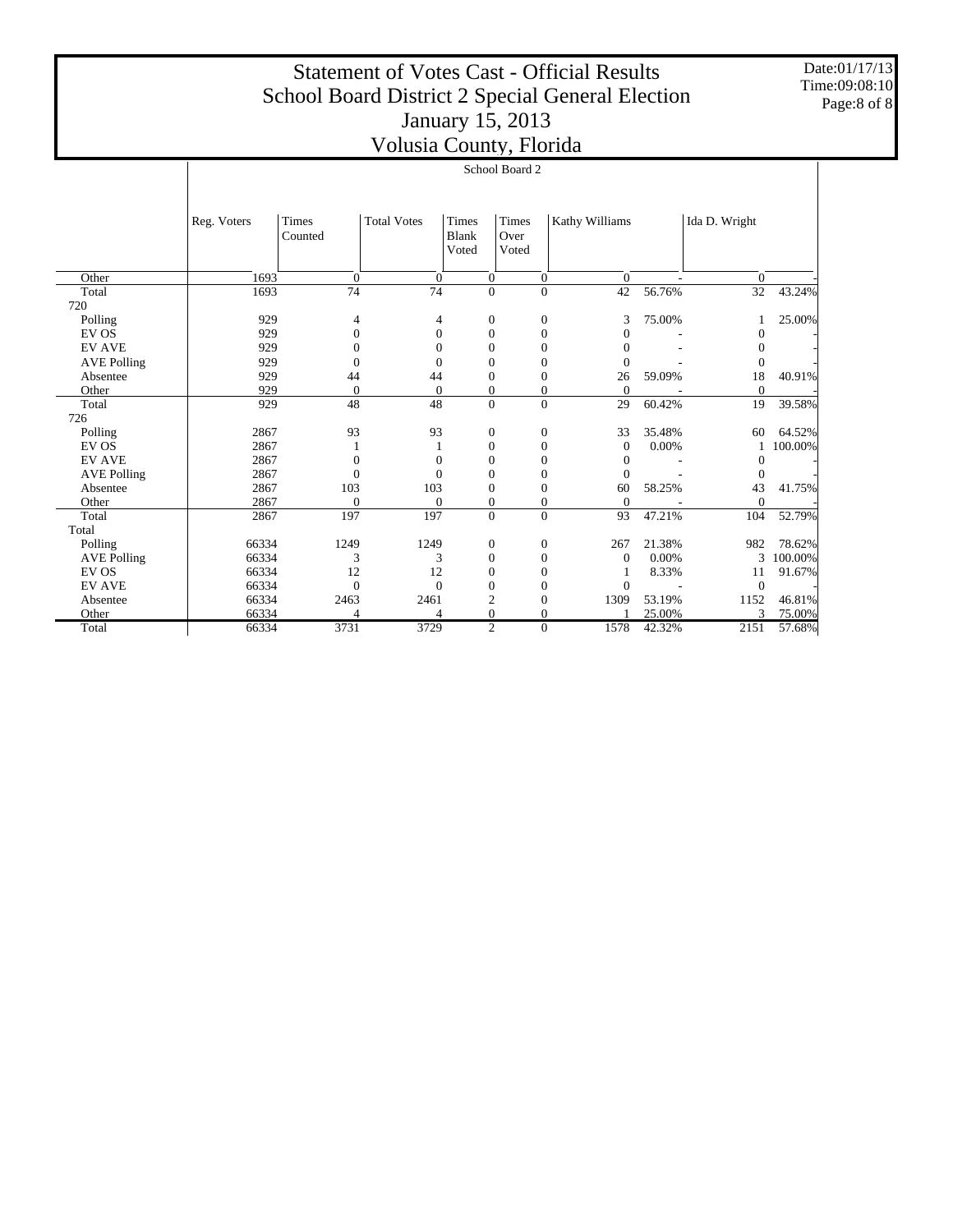# Statement of Votes Cast - Official Results
## School Board District 2 Special General Election
## January 15, 2013
## Volusia County, Florida

Date:01/17/13
Time:09:08:10

School Board 2

| | Reg. Voters | Times Counted | Total Votes | Times Blank Voted | Times Over Voted | Kathy Williams | | Ida D. Wright | |
|---|---|---|---|---|---|---|---|---|---|
| Other | 1693 | 0 | 0 | 0 | 0 | 0 | - | 0 | - |
| Total | 1693 | 74 | 74 | 0 | 0 | 42 | 56.76% | 32 | 43.24% |
| 720 | | | | | | | | | |
| Polling | 929 | 4 | 4 | 0 | 0 | 3 | 75.00% | 1 | 25.00% |
| EV OS | 929 | 0 | 0 | 0 | 0 | 0 | - | 0 | - |
| EV AVE | 929 | 0 | 0 | 0 | 0 | 0 | - | 0 | - |
| AVE Polling | 929 | 0 | 0 | 0 | 0 | 0 | - | 0 | - |
| Absentee | 929 | 44 | 44 | 0 | 0 | 26 | 59.09% | 18 | 40.91% |
| Other | 929 | 0 | 0 | 0 | 0 | 0 | - | 0 | - |
| Total | 929 | 48 | 48 | 0 | 0 | 29 | 60.42% | 19 | 39.58% |
| 726 | | | | | | | | | |
| Polling | 2867 | 93 | 93 | 0 | 0 | 33 | 35.48% | 60 | 64.52% |
| EV OS | 2867 | 1 | 1 | 0 | 0 | 0 | 0.00% | 1 | 100.00% |
| EV AVE | 2867 | 0 | 0 | 0 | 0 | 0 | - | 0 | - |
| AVE Polling | 2867 | 0 | 0 | 0 | 0 | 0 | - | 0 | - |
| Absentee | 2867 | 103 | 103 | 0 | 0 | 60 | 58.25% | 43 | 41.75% |
| Other | 2867 | 0 | 0 | 0 | 0 | 0 | - | 0 | - |
| Total | 2867 | 197 | 197 | 0 | 0 | 93 | 47.21% | 104 | 52.79% |
| Total | | | | | | | | | |
| Polling | 66334 | 1249 | 1249 | 0 | 0 | 267 | 21.38% | 982 | 78.62% |
| AVE Polling | 66334 | 3 | 3 | 0 | 0 | 0 | 0.00% | 3 | 100.00% |
| EV OS | 66334 | 12 | 12 | 0 | 0 | 1 | 8.33% | 11 | 91.67% |
| EV AVE | 66334 | 0 | 0 | 0 | 0 | 0 | - | 0 | - |
| Absentee | 66334 | 2463 | 2461 | 2 | 0 | 1309 | 53.19% | 1152 | 46.81% |
| Other | 66334 | 4 | 4 | 0 | 0 | 1 | 25.00% | 3 | 75.00% |
| Total | 66334 | 3731 | 3729 | 2 | 0 | 1578 | 42.32% | 2151 | 57.68% |